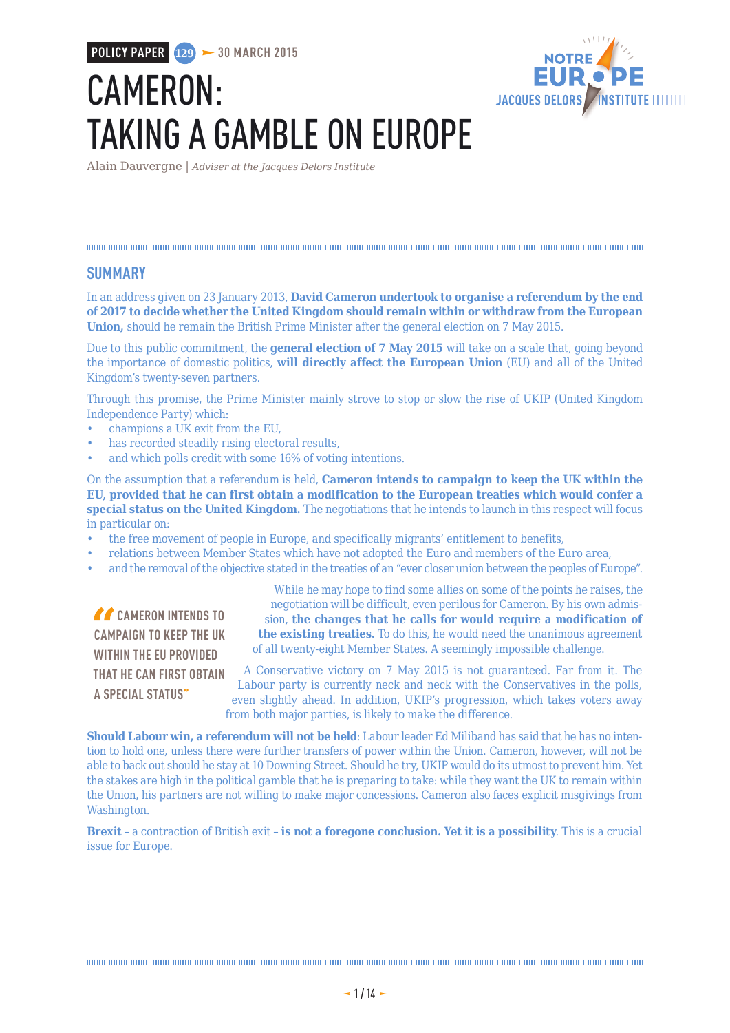POLICY PAPER 129 — 30 MARCH 2015

# CAMERON: TAKING A GAMBLE ON EUROPE

Alain Dauvergne | *Adviser at the Jacques Delors Institute*

## SUMMARY

In an address given on 23 January 2013, **David Cameron undertook to organise a referendum by the end of 2017 to decide whether the United Kingdom should remain within or withdraw from the European Union,** should he remain the British Prime Minister after the general election on 7 May 2015.

Due to this public commitment, the **general election of 7 May 2015** will take on a scale that, going beyond the importance of domestic politics, **will directly affect the European Union** (EU) and all of the United Kingdom's twenty-seven partners.

Through this promise, the Prime Minister mainly strove to stop or slow the rise of UKIP (United Kingdom Independence Party) which:

- champions a UK exit from the EU,
- has recorded steadily rising electoral results,
- and which polls credit with some 16% of voting intentions.

On the assumption that a referendum is held, **Cameron intends to campaign to keep the UK within the EU, provided that he can first obtain a modification to the European treaties which would confer a special status on the United Kingdom.** The negotiations that he intends to launch in this respect will focus in particular on:

- the free movement of people in Europe, and specifically migrants' entitlement to benefits,
- relations between Member States which have not adopted the Euro and members of the Euro area,
- and the removal of the objective stated in the treaties of an "ever closer union between the peoples of Europe".

> "CAMERON INTENDS TO CAMPAIGN TO KEEP THE UK WITHIN THE EU PROVIDED THAT HE CAN FIRST OBTAIN A SPECIAL STATUS"

While he may hope to find some allies on some of the points he raises, the negotiation will be difficult, even perilous for Cameron. By his own admission, **the changes that he calls for would require a modification of the existing treaties.** To do this, he would need the unanimous agreement of all twenty-eight Member States. A seemingly impossible challenge.

A Conservative victory on 7 May 2015 is not guaranteed. Far from it. The Labour party is currently neck and neck with the Conservatives in the polls, even slightly ahead. In addition, UKIP's progression, which takes voters away from both major parties, is likely to make the difference.

**Should Labour win, a referendum will not be held**: Labour leader Ed Miliband has said that he has no intention to hold one, unless there were further transfers of power within the Union. Cameron, however, will not be able to back out should he stay at 10 Downing Street. Should he try, UKIP would do its utmost to prevent him. Yet the stakes are high in the political gamble that he is preparing to take: while they want the UK to remain within the Union, his partners are not willing to make major concessions. Cameron also faces explicit misgivings from Washington.

**Brexit** – a contraction of British exit – **is not a foregone conclusion. Yet it is a possibility**. This is a crucial issue for Europe.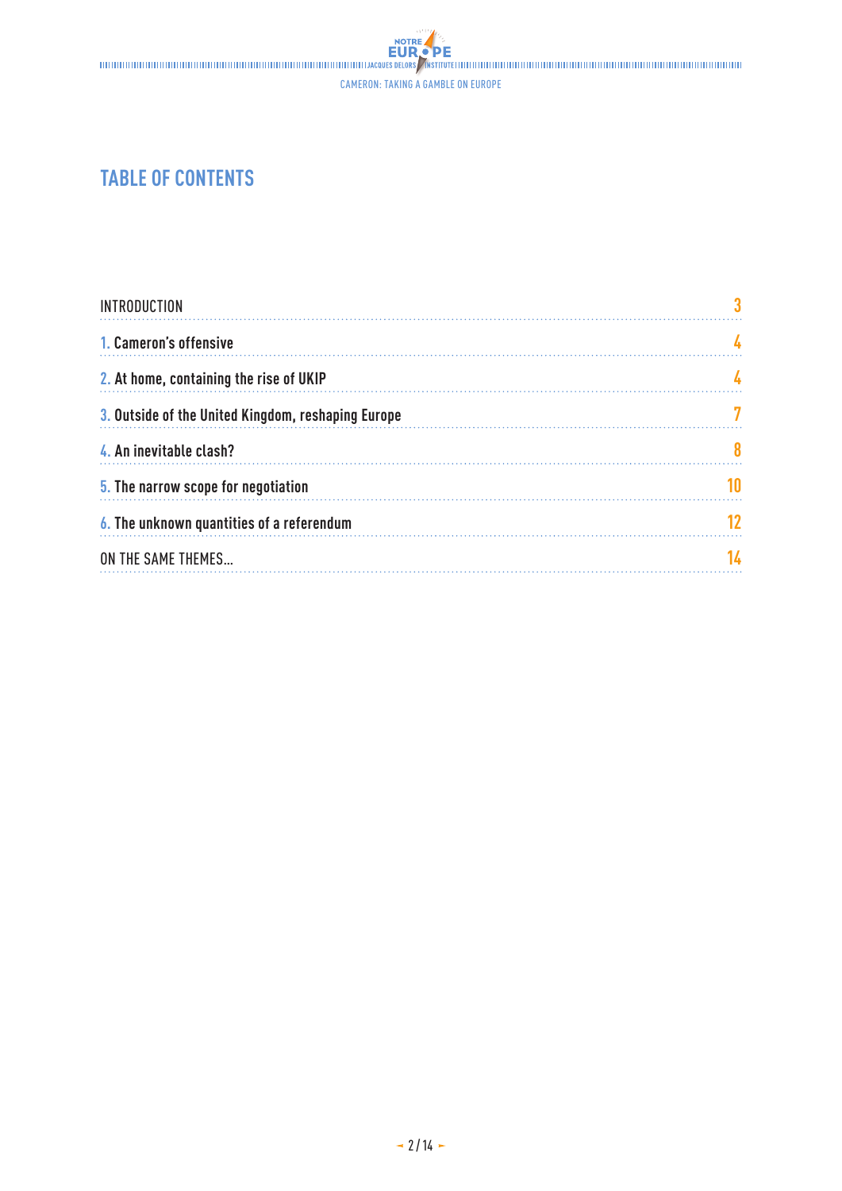## TABLE OF CONTENTS

| | |
|---|---|
| INTRODUCTION | 3 |
| 1. **Cameron's offensive** | 4 |
| 2. **At home, containing the rise of UKIP** | 4 |
| 3. **Outside of the United Kingdom, reshaping Europe** | 7 |
| 4. **An inevitable clash?** | 8 |
| 5. **The narrow scope for negotiation** | 10 |
| 6. **The unknown quantities of a referendum** | 12 |
| ON THE SAME THEMES… | 14 |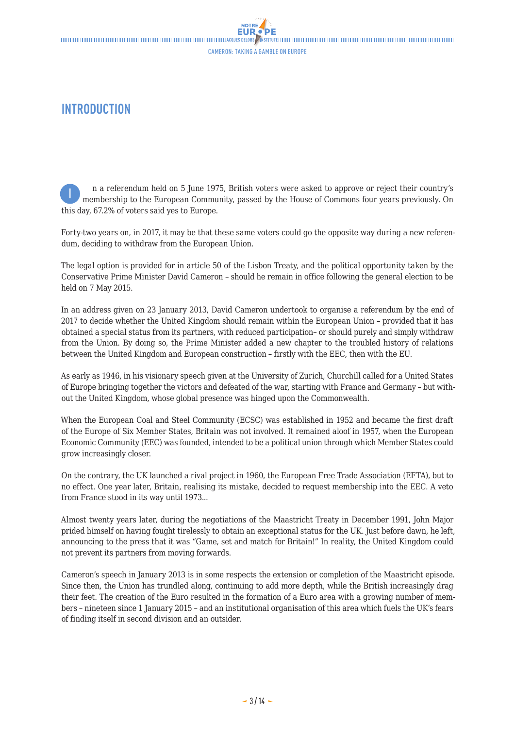# INTRODUCTION

In a referendum held on 5 June 1975, British voters were asked to approve or reject their country's membership to the European Community, passed by the House of Commons four years previously. On this day, 67.2% of voters said yes to Europe.

Forty-two years on, in 2017, it may be that these same voters could go the opposite way during a new referendum, deciding to withdraw from the European Union.

The legal option is provided for in article 50 of the Lisbon Treaty, and the political opportunity taken by the Conservative Prime Minister David Cameron – should he remain in office following the general election to be held on 7 May 2015.

In an address given on 23 January 2013, David Cameron undertook to organise a referendum by the end of 2017 to decide whether the United Kingdom should remain within the European Union – provided that it has obtained a special status from its partners, with reduced participation– or should purely and simply withdraw from the Union. By doing so, the Prime Minister added a new chapter to the troubled history of relations between the United Kingdom and European construction – firstly with the EEC, then with the EU.

As early as 1946, in his visionary speech given at the University of Zurich, Churchill called for a United States of Europe bringing together the victors and defeated of the war, starting with France and Germany – but without the United Kingdom, whose global presence was hinged upon the Commonwealth.

When the European Coal and Steel Community (ECSC) was established in 1952 and became the first draft of the Europe of Six Member States, Britain was not involved. It remained aloof in 1957, when the European Economic Community (EEC) was founded, intended to be a political union through which Member States could grow increasingly closer.

On the contrary, the UK launched a rival project in 1960, the European Free Trade Association (EFTA), but to no effect. One year later, Britain, realising its mistake, decided to request membership into the EEC. A veto from France stood in its way until 1973...

Almost twenty years later, during the negotiations of the Maastricht Treaty in December 1991, John Major prided himself on having fought tirelessly to obtain an exceptional status for the UK. Just before dawn, he left, announcing to the press that it was "Game, set and match for Britain!" In reality, the United Kingdom could not prevent its partners from moving forwards.

Cameron's speech in January 2013 is in some respects the extension or completion of the Maastricht episode. Since then, the Union has trundled along, continuing to add more depth, while the British increasingly drag their feet. The creation of the Euro resulted in the formation of a Euro area with a growing number of members – nineteen since 1 January 2015 – and an institutional organisation of this area which fuels the UK's fears of finding itself in second division and an outsider.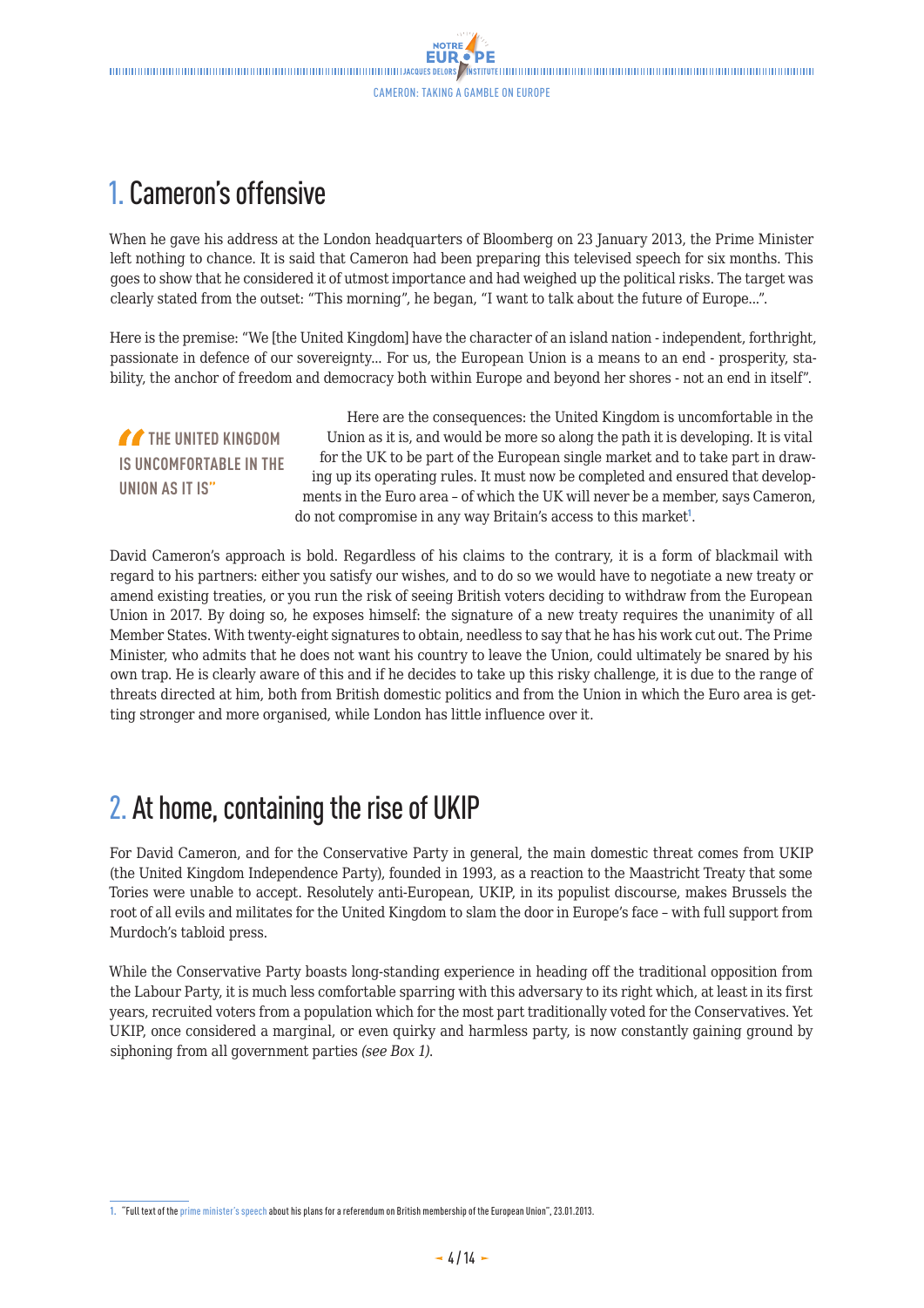## 1. Cameron's offensive

When he gave his address at the London headquarters of Bloomberg on 23 January 2013, the Prime Minister left nothing to chance. It is said that Cameron had been preparing this televised speech for six months. This goes to show that he considered it of utmost importance and had weighed up the political risks. The target was clearly stated from the outset: "This morning", he began, "I want to talk about the future of Europe...".

Here is the premise: "We [the United Kingdom] have the character of an island nation - independent, forthright, passionate in defence of our sovereignty... For us, the European Union is a means to an end - prosperity, stability, the anchor of freedom and democracy both within Europe and beyond her shores - not an end in itself".

> "THE UNITED KINGDOM IS UNCOMFORTABLE IN THE UNION AS IT IS"

Here are the consequences: the United Kingdom is uncomfortable in the Union as it is, and would be more so along the path it is developing. It is vital for the UK to be part of the European single market and to take part in drawing up its operating rules. It must now be completed and ensured that developments in the Euro area – of which the UK will never be a member, says Cameron, do not compromise in any way Britain's access to this market[1].

David Cameron's approach is bold. Regardless of his claims to the contrary, it is a form of blackmail with regard to his partners: either you satisfy our wishes, and to do so we would have to negotiate a new treaty or amend existing treaties, or you run the risk of seeing British voters deciding to withdraw from the European Union in 2017. By doing so, he exposes himself: the signature of a new treaty requires the unanimity of all Member States. With twenty-eight signatures to obtain, needless to say that he has his work cut out. The Prime Minister, who admits that he does not want his country to leave the Union, could ultimately be snared by his own trap. He is clearly aware of this and if he decides to take up this risky challenge, it is due to the range of threats directed at him, both from British domestic politics and from the Union in which the Euro area is getting stronger and more organised, while London has little influence over it.

## 2. At home, containing the rise of UKIP

For David Cameron, and for the Conservative Party in general, the main domestic threat comes from UKIP (the United Kingdom Independence Party), founded in 1993, as a reaction to the Maastricht Treaty that some Tories were unable to accept. Resolutely anti-European, UKIP, in its populist discourse, makes Brussels the root of all evils and militates for the United Kingdom to slam the door in Europe's face – with full support from Murdoch's tabloid press.

While the Conservative Party boasts long-standing experience in heading off the traditional opposition from the Labour Party, it is much less comfortable sparring with this adversary to its right which, at least in its first years, recruited voters from a population which for the most part traditionally voted for the Conservatives. Yet UKIP, once considered a marginal, or even quirky and harmless party, is now constantly gaining ground by siphoning from all government parties *(see Box 1)*.

---

1. "Full text of the prime minister's speech about his plans for a referendum on British membership of the European Union", 23.01.2013.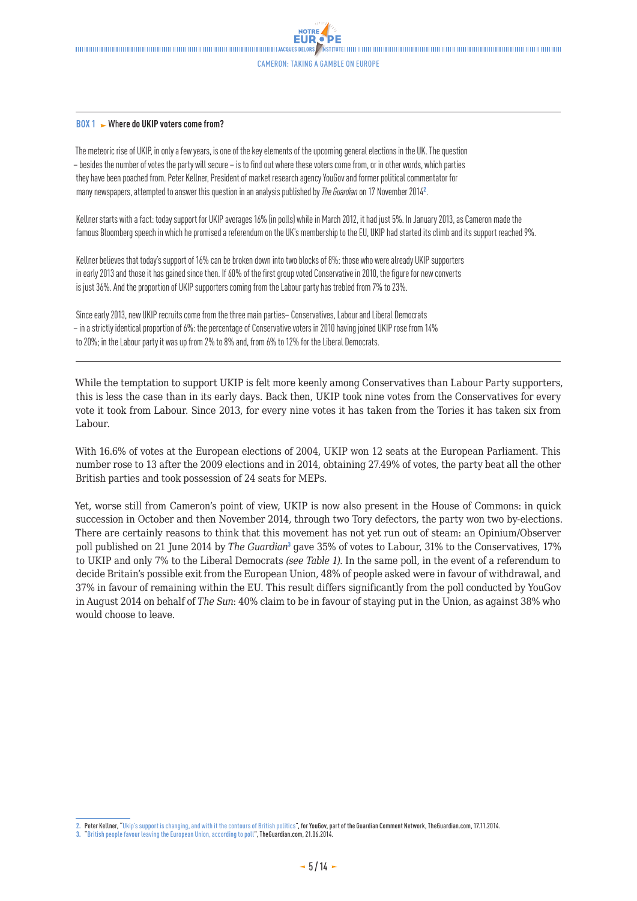**BOX 1 ► Where do UKIP voters come from?**

The meteoric rise of UKIP, in only a few years, is one of the key elements of the upcoming general elections in the UK. The question – besides the number of votes the party will secure – is to find out where these voters come from, or in other words, which parties they have been poached from. Peter Kellner, President of market research agency YouGov and former political commentator for many newspapers, attempted to answer this question in an analysis published by *The Guardian* on 17 November 2014[2].

Kellner starts with a fact: today support for UKIP averages 16% (in polls) while in March 2012, it had just 5%. In January 2013, as Cameron made the famous Bloomberg speech in which he promised a referendum on the UK's membership to the EU, UKIP had started its climb and its support reached 9%.

Kellner believes that today's support of 16% can be broken down into two blocks of 8%: those who were already UKIP supporters in early 2013 and those it has gained since then. If 60% of the first group voted Conservative in 2010, the figure for new converts is just 36%. And the proportion of UKIP supporters coming from the Labour party has trebled from 7% to 23%.

Since early 2013, new UKIP recruits come from the three main parties– Conservatives, Labour and Liberal Democrats – in a strictly identical proportion of 6%: the percentage of Conservative voters in 2010 having joined UKIP rose from 14% to 20%; in the Labour party it was up from 2% to 8% and, from 6% to 12% for the Liberal Democrats.

---

While the temptation to support UKIP is felt more keenly among Conservatives than Labour Party supporters, this is less the case than in its early days. Back then, UKIP took nine votes from the Conservatives for every vote it took from Labour. Since 2013, for every nine votes it has taken from the Tories it has taken six from Labour.

With 16.6% of votes at the European elections of 2004, UKIP won 12 seats at the European Parliament. This number rose to 13 after the 2009 elections and in 2014, obtaining 27.49% of votes, the party beat all the other British parties and took possession of 24 seats for MEPs.

Yet, worse still from Cameron's point of view, UKIP is now also present in the House of Commons: in quick succession in October and then November 2014, through two Tory defectors, the party won two by-elections. There are certainly reasons to think that this movement has not yet run out of steam: an Opinium/Observer poll published on 21 June 2014 by *The Guardian*[3] gave 35% of votes to Labour, 31% to the Conservatives, 17% to UKIP and only 7% to the Liberal Democrats *(see Table 1)*. In the same poll, in the event of a referendum to decide Britain's possible exit from the European Union, 48% of people asked were in favour of withdrawal, and 37% in favour of remaining within the EU. This result differs significantly from the poll conducted by YouGov in August 2014 on behalf of *The Sun*: 40% claim to be in favour of staying put in the Union, as against 38% who would choose to leave.

---

2. Peter Kellner, "Ukip's support is changing, and with it the contours of British politics", for YouGov, part of the Guardian Comment Network, TheGuardian.com, 17.11.2014.
3. "British people favour leaving the European Union, according to poll", TheGuardian.com, 21.06.2014.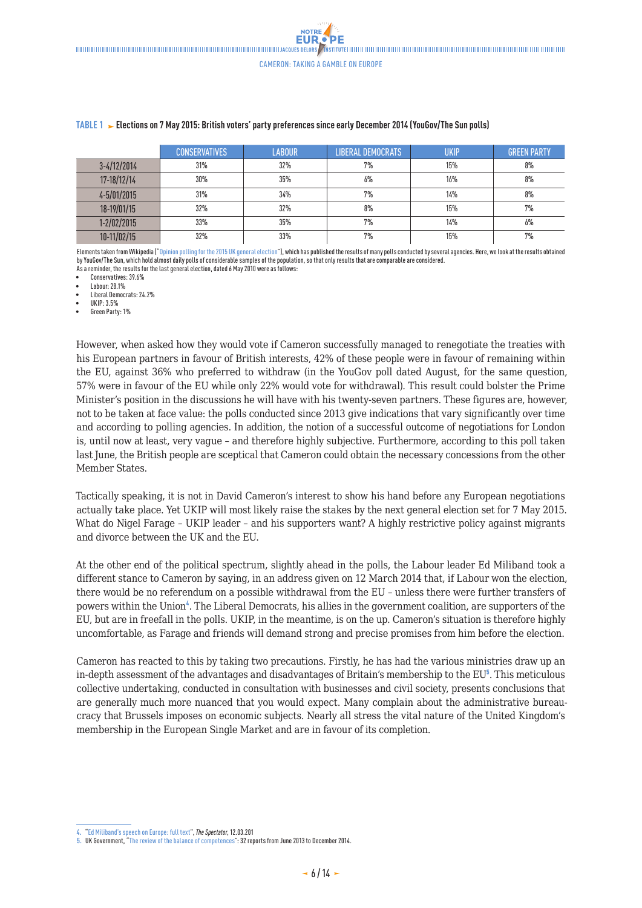**TABLE 1 ► Elections on 7 May 2015: British voters' party preferences since early December 2014 (YouGov/The Sun polls)**

| | CONSERVATIVES | LABOUR | LIBERAL DEMOCRATS | UKIP | GREEN PARTY |
|---|---|---|---|---|---|
| 3-4/12/2014 | 31% | 32% | 7% | 15% | 8% |
| 17-18/12/14 | 30% | 35% | 6% | 16% | 8% |
| 4-5/01/2015 | 31% | 34% | 7% | 14% | 8% |
| 18-19/01/15 | 32% | 32% | 8% | 15% | 7% |
| 1-2/02/2015 | 33% | 35% | 7% | 14% | 6% |
| 10-11/02/15 | 32% | 33% | 7% | 15% | 7% |

Elements taken from Wikipedia ("Opinion polling for the 2015 UK general election"), which has published the results of many polls conducted by several agencies. Here, we look at the results obtained by YouGov/The Sun, which hold almost daily polls of considerable samples of the population, so that only results that are comparable are considered.
As a reminder, the results for the last general election, dated 6 May 2010 were as follows:

- Conservatives: 39.6%
- Labour: 28.1%
- Liberal Democrats: 24.2%
- UKIP: 3.5%
- Green Party: 1%

However, when asked how they would vote if Cameron successfully managed to renegotiate the treaties with his European partners in favour of British interests, 42% of these people were in favour of remaining within the EU, against 36% who preferred to withdraw (in the YouGov poll dated August, for the same question, 57% were in favour of the EU while only 22% would vote for withdrawal). This result could bolster the Prime Minister's position in the discussions he will have with his twenty-seven partners. These figures are, however, not to be taken at face value: the polls conducted since 2013 give indications that vary significantly over time and according to polling agencies. In addition, the notion of a successful outcome of negotiations for London is, until now at least, very vague – and therefore highly subjective. Furthermore, according to this poll taken last June, the British people are sceptical that Cameron could obtain the necessary concessions from the other Member States.

Tactically speaking, it is not in David Cameron's interest to show his hand before any European negotiations actually take place. Yet UKIP will most likely raise the stakes by the next general election set for 7 May 2015. What do Nigel Farage – UKIP leader – and his supporters want? A highly restrictive policy against migrants and divorce between the UK and the EU.

At the other end of the political spectrum, slightly ahead in the polls, the Labour leader Ed Miliband took a different stance to Cameron by saying, in an address given on 12 March 2014 that, if Labour won the election, there would be no referendum on a possible withdrawal from the EU – unless there were further transfers of powers within the Union[4]. The Liberal Democrats, his allies in the government coalition, are supporters of the EU, but are in freefall in the polls. UKIP, in the meantime, is on the up. Cameron's situation is therefore highly uncomfortable, as Farage and friends will demand strong and precise promises from him before the election.

Cameron has reacted to this by taking two precautions. Firstly, he has had the various ministries draw up an in-depth assessment of the advantages and disadvantages of Britain's membership to the EU[5]. This meticulous collective undertaking, conducted in consultation with businesses and civil society, presents conclusions that are generally much more nuanced that you would expect. Many complain about the administrative bureaucracy that Brussels imposes on economic subjects. Nearly all stress the vital nature of the United Kingdom's membership in the European Single Market and are in favour of its completion.

4. "Ed Miliband's speech on Europe: full text", *The Spectator*, 12.03.201
5. UK Government, "The review of the balance of competences": 32 reports from June 2013 to December 2014.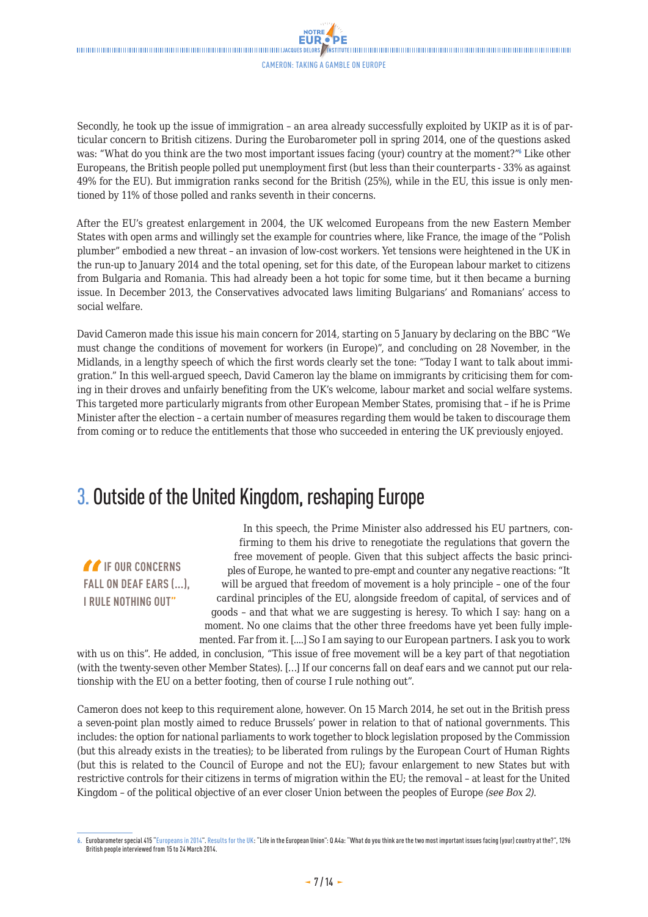Secondly, he took up the issue of immigration – an area already successfully exploited by UKIP as it is of particular concern to British citizens. During the Eurobarometer poll in spring 2014, one of the questions asked was: "What do you think are the two most important issues facing (your) country at the moment?"[6] Like other Europeans, the British people polled put unemployment first (but less than their counterparts - 33% as against 49% for the EU). But immigration ranks second for the British (25%), while in the EU, this issue is only mentioned by 11% of those polled and ranks seventh in their concerns.

After the EU's greatest enlargement in 2004, the UK welcomed Europeans from the new Eastern Member States with open arms and willingly set the example for countries where, like France, the image of the "Polish plumber" embodied a new threat – an invasion of low-cost workers. Yet tensions were heightened in the UK in the run-up to January 2014 and the total opening, set for this date, of the European labour market to citizens from Bulgaria and Romania. This had already been a hot topic for some time, but it then became a burning issue. In December 2013, the Conservatives advocated laws limiting Bulgarians' and Romanians' access to social welfare.

David Cameron made this issue his main concern for 2014, starting on 5 January by declaring on the BBC "We must change the conditions of movement for workers (in Europe)", and concluding on 28 November, in the Midlands, in a lengthy speech of which the first words clearly set the tone: "Today I want to talk about immigration." In this well-argued speech, David Cameron lay the blame on immigrants by criticising them for coming in their droves and unfairly benefiting from the UK's welcome, labour market and social welfare systems. This targeted more particularly migrants from other European Member States, promising that – if he is Prime Minister after the election – a certain number of measures regarding them would be taken to discourage them from coming or to reduce the entitlements that those who succeeded in entering the UK previously enjoyed.

## 3. Outside of the United Kingdom, reshaping Europe

> "IF OUR CONCERNS FALL ON DEAF EARS (…), I RULE NOTHING OUT"

In this speech, the Prime Minister also addressed his EU partners, confirming to them his drive to renegotiate the regulations that govern the free movement of people. Given that this subject affects the basic principles of Europe, he wanted to pre-empt and counter any negative reactions: "It will be argued that freedom of movement is a holy principle – one of the four cardinal principles of the EU, alongside freedom of capital, of services and of goods – and that what we are suggesting is heresy. To which I say: hang on a moment. No one claims that the other three freedoms have yet been fully implemented. Far from it. [….] So I am saying to our European partners. I ask you to work with us on this". He added, in conclusion, "This issue of free movement will be a key part of that negotiation (with the twenty-seven other Member States). […] If our concerns fall on deaf ears and we cannot put our relationship with the EU on a better footing, then of course I rule nothing out".

Cameron does not keep to this requirement alone, however. On 15 March 2014, he set out in the British press a seven-point plan mostly aimed to reduce Brussels' power in relation to that of national governments. This includes: the option for national parliaments to work together to block legislation proposed by the Commission (but this already exists in the treaties); to be liberated from rulings by the European Court of Human Rights (but this is related to the Council of Europe and not the EU); favour enlargement to new States but with restrictive controls for their citizens in terms of migration within the EU; the removal – at least for the United Kingdom – of the political objective of an ever closer Union between the peoples of Europe *(see Box 2).*

6. Eurobarometer special 415 "Europeans in 2014". Results for the UK: "Life in the European Union": Q A4a: "What do you think are the two most important issues facing (your) country at the?", 1296 British people interviewed from 15 to 24 March 2014.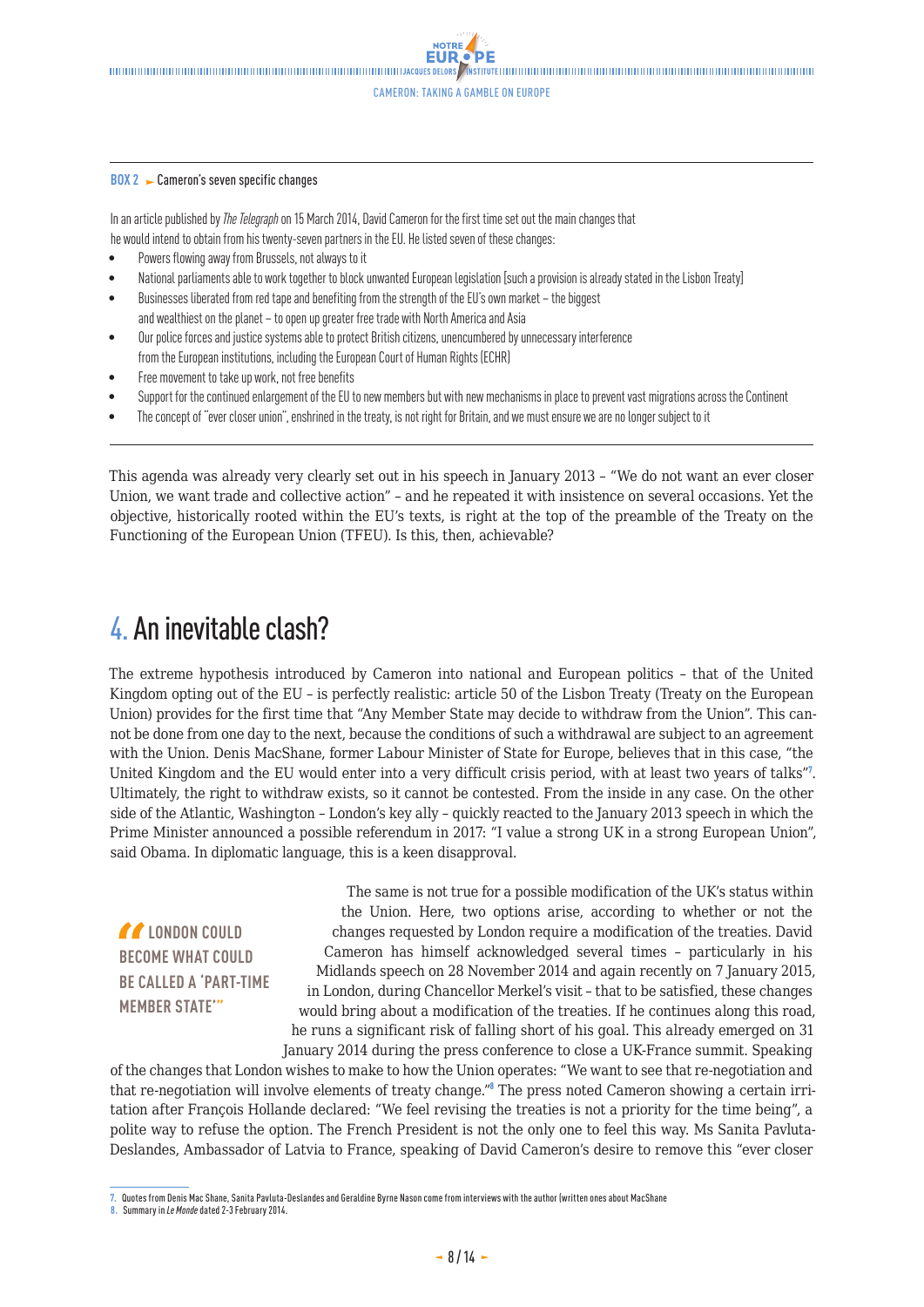**BOX 2** ► Cameron's seven specific changes

In an article published by *The Telegraph* on 15 March 2014, David Cameron for the first time set out the main changes that he would intend to obtain from his twenty-seven partners in the EU. He listed seven of these changes:

- Powers flowing away from Brussels, not always to it
- National parliaments able to work together to block unwanted European legislation [such a provision is already stated in the Lisbon Treaty]
- Businesses liberated from red tape and benefiting from the strength of the EU's own market – the biggest and wealthiest on the planet – to open up greater free trade with North America and Asia
- Our police forces and justice systems able to protect British citizens, unencumbered by unnecessary interference from the European institutions, including the European Court of Human Rights (ECHR)
- Free movement to take up work, not free benefits
- Support for the continued enlargement of the EU to new members but with new mechanisms in place to prevent vast migrations across the Continent
- The concept of "ever closer union", enshrined in the treaty, is not right for Britain, and we must ensure we are no longer subject to it

This agenda was already very clearly set out in his speech in January 2013 – "We do not want an ever closer Union, we want trade and collective action" – and he repeated it with insistence on several occasions. Yet the objective, historically rooted within the EU's texts, is right at the top of the preamble of the Treaty on the Functioning of the European Union (TFEU). Is this, then, achievable?

## 4. An inevitable clash?

The extreme hypothesis introduced by Cameron into national and European politics – that of the United Kingdom opting out of the EU – is perfectly realistic: article 50 of the Lisbon Treaty (Treaty on the European Union) provides for the first time that "Any Member State may decide to withdraw from the Union". This cannot be done from one day to the next, because the conditions of such a withdrawal are subject to an agreement with the Union. Denis MacShane, former Labour Minister of State for Europe, believes that in this case, "the United Kingdom and the EU would enter into a very difficult crisis period, with at least two years of talks"[7]. Ultimately, the right to withdraw exists, so it cannot be contested. From the inside in any case. On the other side of the Atlantic, Washington – London's key ally – quickly reacted to the January 2013 speech in which the Prime Minister announced a possible referendum in 2017: "I value a strong UK in a strong European Union", said Obama. In diplomatic language, this is a keen disapproval.

> **"LONDON COULD BECOME WHAT COULD BE CALLED A 'PART-TIME MEMBER STATE'"**

The same is not true for a possible modification of the UK's status within the Union. Here, two options arise, according to whether or not the changes requested by London require a modification of the treaties. David Cameron has himself acknowledged several times – particularly in his Midlands speech on 28 November 2014 and again recently on 7 January 2015, in London, during Chancellor Merkel's visit – that to be satisfied, these changes would bring about a modification of the treaties. If he continues along this road, he runs a significant risk of falling short of his goal. This already emerged on 31 January 2014 during the press conference to close a UK-France summit. Speaking of the changes that London wishes to make to how the Union operates: "We want to see that re-negotiation and that re-negotiation will involve elements of treaty change."[8] The press noted Cameron showing a certain irritation after François Hollande declared: "We feel revising the treaties is not a priority for the time being", a polite way to refuse the option. The French President is not the only one to feel this way. Ms Sanita Pavluta-Deslandes, Ambassador of Latvia to France, speaking of David Cameron's desire to remove this "ever closer

---

7. Quotes from Denis Mac Shane, Sanita Pavluta-Deslandes and Geraldine Byrne Nason come from interviews with the author (written ones about MacShane
8. Summary in *Le Monde* dated 2-3 February 2014.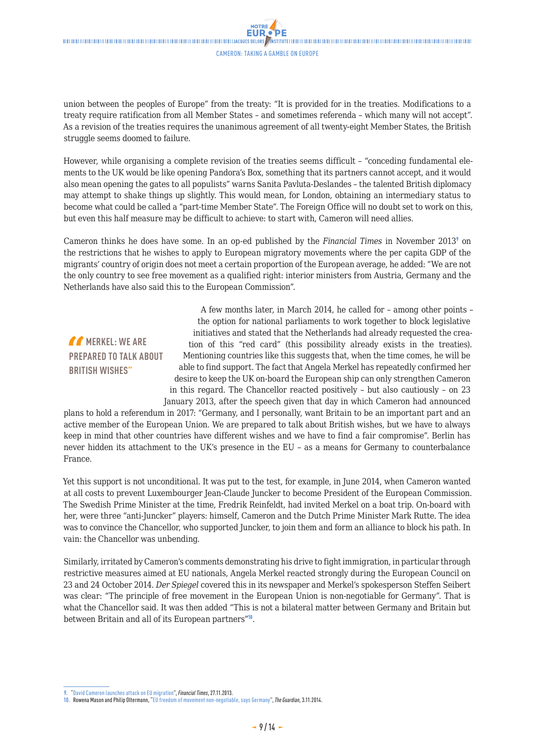union between the peoples of Europe" from the treaty: "It is provided for in the treaties. Modifications to a treaty require ratification from all Member States – and sometimes referenda – which many will not accept". As a revision of the treaties requires the unanimous agreement of all twenty-eight Member States, the British struggle seems doomed to failure.

However, while organising a complete revision of the treaties seems difficult – "conceding fundamental elements to the UK would be like opening Pandora's Box, something that its partners cannot accept, and it would also mean opening the gates to all populists" warns Sanita Pavluta-Deslandes – the talented British diplomacy may attempt to shake things up slightly. This would mean, for London, obtaining an intermediary status to become what could be called a "part-time Member State". The Foreign Office will no doubt set to work on this, but even this half measure may be difficult to achieve: to start with, Cameron will need allies.

Cameron thinks he does have some. In an op-ed published by the *Financial Times* in November 2013[9] on the restrictions that he wishes to apply to European migratory movements where the per capita GDP of the migrants' country of origin does not meet a certain proportion of the European average, he added: "We are not the only country to see free movement as a qualified right: interior ministers from Austria, Germany and the Netherlands have also said this to the European Commission".

> **"MERKEL: WE ARE PREPARED TO TALK ABOUT BRITISH WISHES"**

A few months later, in March 2014, he called for – among other points – the option for national parliaments to work together to block legislative initiatives and stated that the Netherlands had already requested the creation of this "red card" (this possibility already exists in the treaties). Mentioning countries like this suggests that, when the time comes, he will be able to find support. The fact that Angela Merkel has repeatedly confirmed her desire to keep the UK on-board the European ship can only strengthen Cameron in this regard. The Chancellor reacted positively – but also cautiously – on 23 January 2013, after the speech given that day in which Cameron had announced plans to hold a referendum in 2017: "Germany, and I personally, want Britain to be an important part and an active member of the European Union. We are prepared to talk about British wishes, but we have to always keep in mind that other countries have different wishes and we have to find a fair compromise". Berlin has never hidden its attachment to the UK's presence in the EU – as a means for Germany to counterbalance France.

Yet this support is not unconditional. It was put to the test, for example, in June 2014, when Cameron wanted at all costs to prevent Luxembourger Jean-Claude Juncker to become President of the European Commission. The Swedish Prime Minister at the time, Fredrik Reinfeldt, had invited Merkel on a boat trip. On-board with her, were three "anti-Juncker" players: himself, Cameron and the Dutch Prime Minister Mark Rutte. The idea was to convince the Chancellor, who supported Juncker, to join them and form an alliance to block his path. In vain: the Chancellor was unbending.

Similarly, irritated by Cameron's comments demonstrating his drive to fight immigration, in particular through restrictive measures aimed at EU nationals, Angela Merkel reacted strongly during the European Council on 23 and 24 October 2014. *Der Spiegel* covered this in its newspaper and Merkel's spokesperson Steffen Seibert was clear: "The principle of free movement in the European Union is non-negotiable for Germany". That is what the Chancellor said. It was then added "This is not a bilateral matter between Germany and Britain but between Britain and all of its European partners"[10].

---

9. "David Cameron launches attack on EU migration", *Financial Times*, 27.11.2013.
10. Rowena Mason and Philip Oltermann, "EU freedom of movement non-negotiable, says Germany", *The Guardian*, 3.11.2014.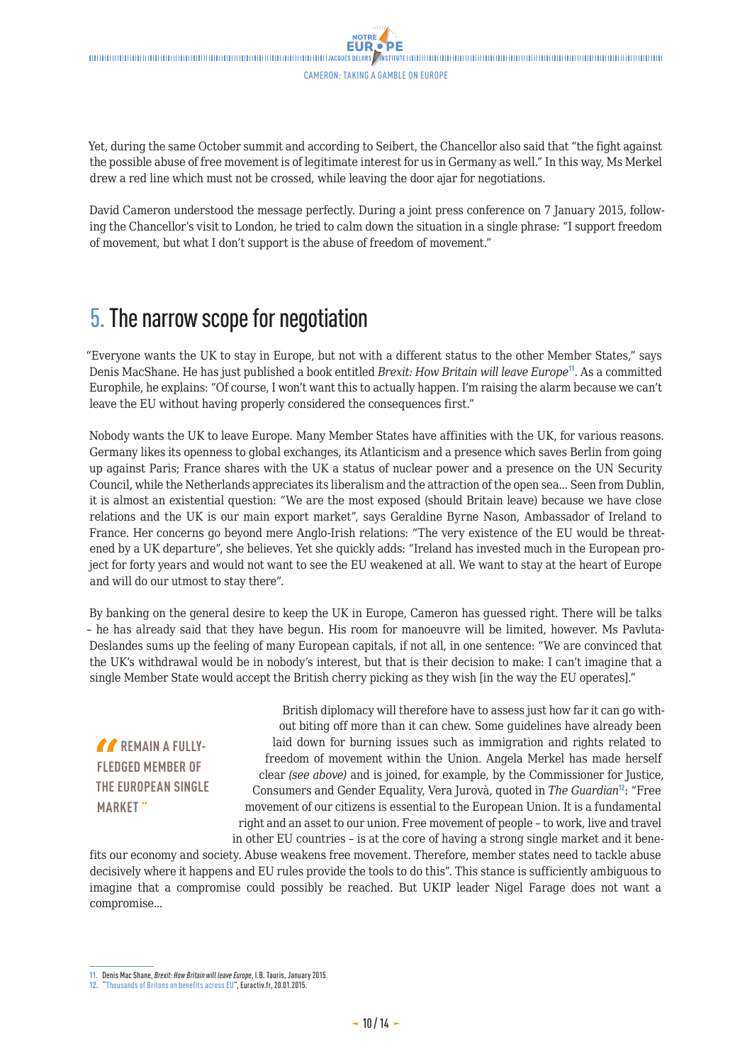Yet, during the same October summit and according to Seibert, the Chancellor also said that "the fight against the possible abuse of free movement is of legitimate interest for us in Germany as well." In this way, Ms Merkel drew a red line which must not be crossed, while leaving the door ajar for negotiations.

David Cameron understood the message perfectly. During a joint press conference on 7 January 2015, following the Chancellor's visit to London, he tried to calm down the situation in a single phrase: "I support freedom of movement, but what I don't support is the abuse of freedom of movement."

## 5. The narrow scope for negotiation

"Everyone wants the UK to stay in Europe, but not with a different status to the other Member States," says Denis MacShane. He has just published a book entitled *Brexit: How Britain will leave Europe*[11]. As a committed Europhile, he explains: "Of course, I won't want this to actually happen. I'm raising the alarm because we can't leave the EU without having properly considered the consequences first."

Nobody wants the UK to leave Europe. Many Member States have affinities with the UK, for various reasons. Germany likes its openness to global exchanges, its Atlanticism and a presence which saves Berlin from going up against Paris; France shares with the UK a status of nuclear power and a presence on the UN Security Council, while the Netherlands appreciates its liberalism and the attraction of the open sea... Seen from Dublin, it is almost an existential question: "We are the most exposed (should Britain leave) because we have close relations and the UK is our main export market", says Geraldine Byrne Nason, Ambassador of Ireland to France. Her concerns go beyond mere Anglo-Irish relations: "The very existence of the EU would be threatened by a UK departure", she believes. Yet she quickly adds: "Ireland has invested much in the European project for forty years and would not want to see the EU weakened at all. We want to stay at the heart of Europe and will do our utmost to stay there".

By banking on the general desire to keep the UK in Europe, Cameron has guessed right. There will be talks – he has already said that they have begun. His room for manoeuvre will be limited, however. Ms Pavluta-Deslandes sums up the feeling of many European capitals, if not all, in one sentence: "We are convinced that the UK's withdrawal would be in nobody's interest, but that is their decision to make: I can't imagine that a single Member State would accept the British cherry picking as they wish [in the way the EU operates]."

> **"REMAIN A FULLY-FLEDGED MEMBER OF THE EUROPEAN SINGLE MARKET"**

British diplomacy will therefore have to assess just how far it can go without biting off more than it can chew. Some guidelines have already been laid down for burning issues such as immigration and rights related to freedom of movement within the Union. Angela Merkel has made herself clear *(see above)* and is joined, for example, by the Commissioner for Justice, Consumers and Gender Equality, Vera Jurovà, quoted in *The Guardian*[12]: "Free movement of our citizens is essential to the European Union. It is a fundamental right and an asset to our union. Free movement of people – to work, live and travel in other EU countries – is at the core of having a strong single market and it benefits our economy and society. Abuse weakens free movement. Therefore, member states need to tackle abuse decisively where it happens and EU rules provide the tools to do this". This stance is sufficiently ambiguous to imagine that a compromise could possibly be reached. But UKIP leader Nigel Farage does not want a compromise...

---

11. Denis Mac Shane, *Brexit: How Britain will leave Europe*, I.B. Tauris, January 2015.
12. "Thousands of Britons on benefits across EU", Euractiv.fr, 20.01.2015.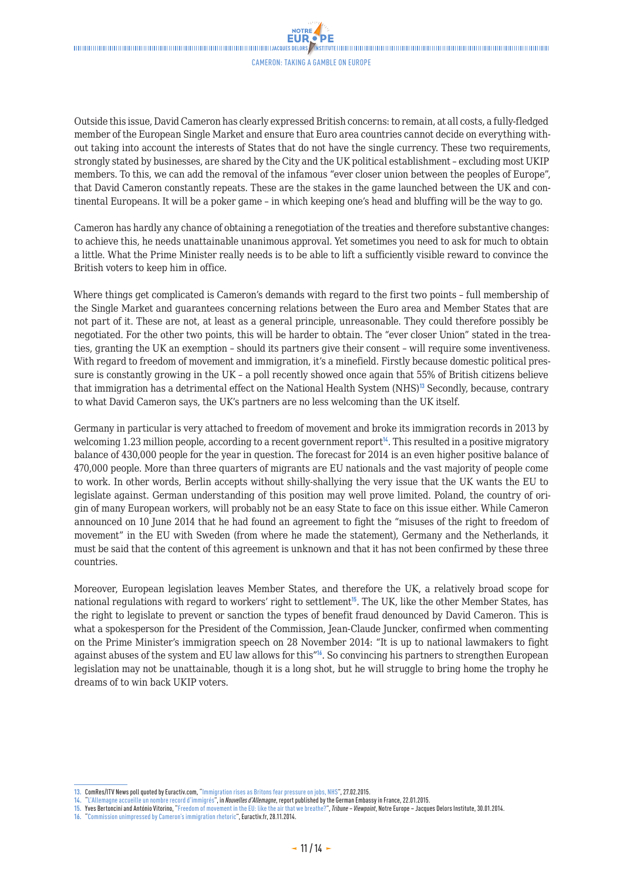Outside this issue, David Cameron has clearly expressed British concerns: to remain, at all costs, a fully-fledged member of the European Single Market and ensure that Euro area countries cannot decide on everything without taking into account the interests of States that do not have the single currency. These two requirements, strongly stated by businesses, are shared by the City and the UK political establishment – excluding most UKIP members. To this, we can add the removal of the infamous "ever closer union between the peoples of Europe", that David Cameron constantly repeats. These are the stakes in the game launched between the UK and continental Europeans. It will be a poker game – in which keeping one's head and bluffing will be the way to go.

Cameron has hardly any chance of obtaining a renegotiation of the treaties and therefore substantive changes: to achieve this, he needs unattainable unanimous approval. Yet sometimes you need to ask for much to obtain a little. What the Prime Minister really needs is to be able to lift a sufficiently visible reward to convince the British voters to keep him in office.

Where things get complicated is Cameron's demands with regard to the first two points – full membership of the Single Market and guarantees concerning relations between the Euro area and Member States that are not part of it. These are not, at least as a general principle, unreasonable. They could therefore possibly be negotiated. For the other two points, this will be harder to obtain. The "ever closer Union" stated in the treaties, granting the UK an exemption – should its partners give their consent – will require some inventiveness. With regard to freedom of movement and immigration, it's a minefield. Firstly because domestic political pressure is constantly growing in the UK – a poll recently showed once again that 55% of British citizens believe that immigration has a detrimental effect on the National Health System (NHS)[13] Secondly, because, contrary to what David Cameron says, the UK's partners are no less welcoming than the UK itself.

Germany in particular is very attached to freedom of movement and broke its immigration records in 2013 by welcoming 1.23 million people, according to a recent government report[14]. This resulted in a positive migratory balance of 430,000 people for the year in question. The forecast for 2014 is an even higher positive balance of 470,000 people. More than three quarters of migrants are EU nationals and the vast majority of people come to work. In other words, Berlin accepts without shilly-shallying the very issue that the UK wants the EU to legislate against. German understanding of this position may well prove limited. Poland, the country of origin of many European workers, will probably not be an easy State to face on this issue either. While Cameron announced on 10 June 2014 that he had found an agreement to fight the "misuses of the right to freedom of movement" in the EU with Sweden (from where he made the statement), Germany and the Netherlands, it must be said that the content of this agreement is unknown and that it has not been confirmed by these three countries.

Moreover, European legislation leaves Member States, and therefore the UK, a relatively broad scope for national regulations with regard to workers' right to settlement[15]. The UK, like the other Member States, has the right to legislate to prevent or sanction the types of benefit fraud denounced by David Cameron. This is what a spokesperson for the President of the Commission, Jean-Claude Juncker, confirmed when commenting on the Prime Minister's immigration speech on 28 November 2014: "It is up to national lawmakers to fight against abuses of the system and EU law allows for this"[16]. So convincing his partners to strengthen European legislation may not be unattainable, though it is a long shot, but he will struggle to bring home the trophy he dreams of to win back UKIP voters.

---

13. ComRes/ITV News poll quoted by Euractiv.com, "Immigration rises as Britons fear pressure on jobs, NHS", 27.02.2015.
14. "L'Allemagne accueille un nombre record d'immigrés", in *Nouvelles d'Allemagne*, report published by the German Embassy in France, 22.01.2015.
15. Yves Bertoncini and António Vitorino, "Freedom of movement in the EU: like the air that we breathe?", *Tribune – Viewpoint*, Notre Europe – Jacques Delors Institute, 30.01.2014.
16. "Commission unimpressed by Cameron's immigration rhetoric", Euractiv.fr, 28.11.2014.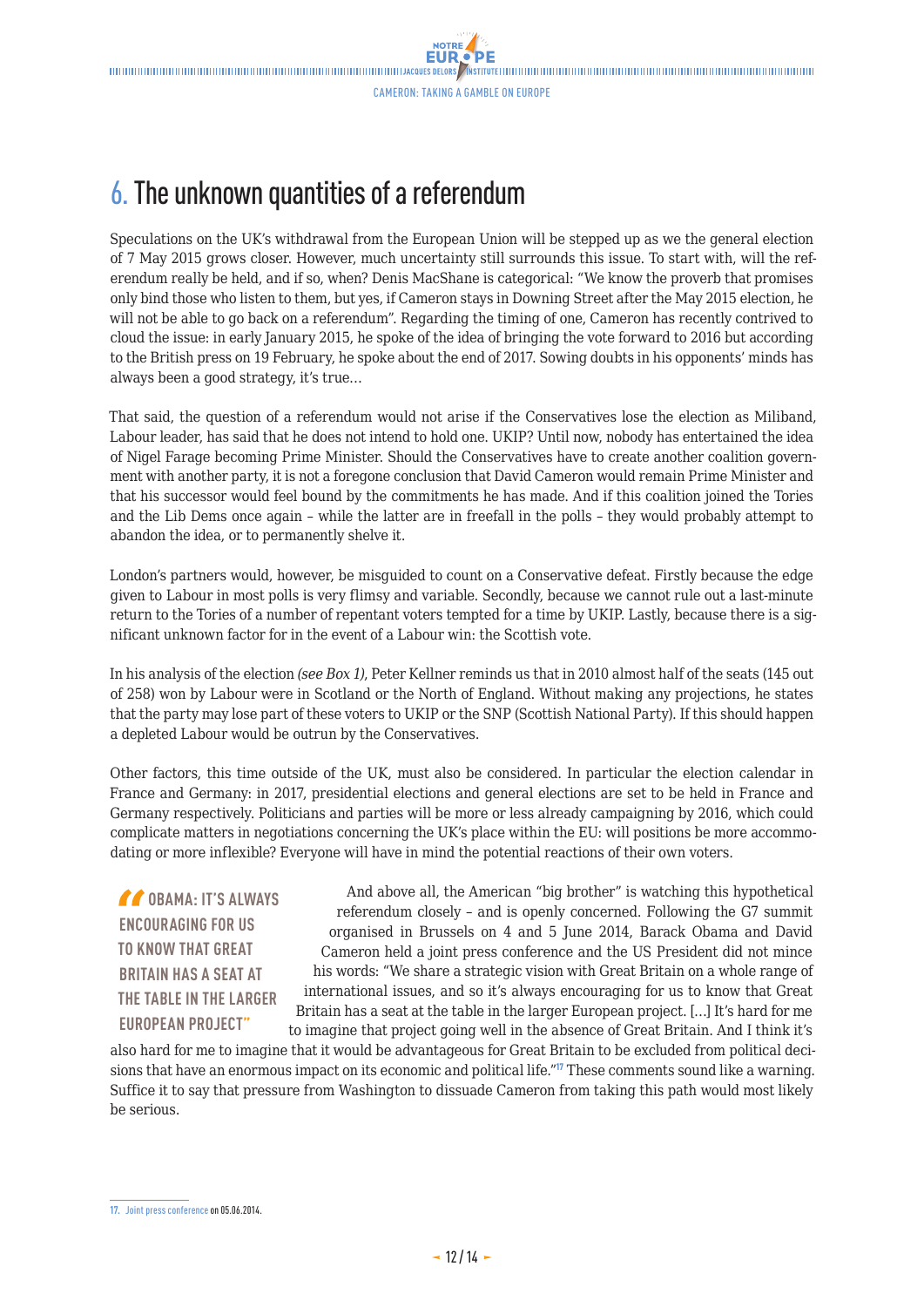# 6. The unknown quantities of a referendum

Speculations on the UK's withdrawal from the European Union will be stepped up as we the general election of 7 May 2015 grows closer. However, much uncertainty still surrounds this issue. To start with, will the referendum really be held, and if so, when? Denis MacShane is categorical: "We know the proverb that promises only bind those who listen to them, but yes, if Cameron stays in Downing Street after the May 2015 election, he will not be able to go back on a referendum". Regarding the timing of one, Cameron has recently contrived to cloud the issue: in early January 2015, he spoke of the idea of bringing the vote forward to 2016 but according to the British press on 19 February, he spoke about the end of 2017. Sowing doubts in his opponents' minds has always been a good strategy, it's true…

That said, the question of a referendum would not arise if the Conservatives lose the election as Miliband, Labour leader, has said that he does not intend to hold one. UKIP? Until now, nobody has entertained the idea of Nigel Farage becoming Prime Minister. Should the Conservatives have to create another coalition government with another party, it is not a foregone conclusion that David Cameron would remain Prime Minister and that his successor would feel bound by the commitments he has made. And if this coalition joined the Tories and the Lib Dems once again – while the latter are in freefall in the polls – they would probably attempt to abandon the idea, or to permanently shelve it.

London's partners would, however, be misguided to count on a Conservative defeat. Firstly because the edge given to Labour in most polls is very flimsy and variable. Secondly, because we cannot rule out a last-minute return to the Tories of a number of repentant voters tempted for a time by UKIP. Lastly, because there is a significant unknown factor for in the event of a Labour win: the Scottish vote.

In his analysis of the election *(see Box 1)*, Peter Kellner reminds us that in 2010 almost half of the seats (145 out of 258) won by Labour were in Scotland or the North of England. Without making any projections, he states that the party may lose part of these voters to UKIP or the SNP (Scottish National Party). If this should happen a depleted Labour would be outrun by the Conservatives.

Other factors, this time outside of the UK, must also be considered. In particular the election calendar in France and Germany: in 2017, presidential elections and general elections are set to be held in France and Germany respectively. Politicians and parties will be more or less already campaigning by 2016, which could complicate matters in negotiations concerning the UK's place within the EU: will positions be more accommodating or more inflexible? Everyone will have in mind the potential reactions of their own voters.

> **"OBAMA: IT'S ALWAYS ENCOURAGING FOR US TO KNOW THAT GREAT BRITAIN HAS A SEAT AT THE TABLE IN THE LARGER EUROPEAN PROJECT"**

And above all, the American "big brother" is watching this hypothetical referendum closely – and is openly concerned. Following the G7 summit organised in Brussels on 4 and 5 June 2014, Barack Obama and David Cameron held a joint press conference and the US President did not mince his words: "We share a strategic vision with Great Britain on a whole range of international issues, and so it's always encouraging for us to know that Great Britain has a seat at the table in the larger European project. […] It's hard for me to imagine that project going well in the absence of Great Britain. And I think it's also hard for me to imagine that it would be advantageous for Great Britain to be excluded from political decisions that have an enormous impact on its economic and political life."[17] These comments sound like a warning. Suffice it to say that pressure from Washington to dissuade Cameron from taking this path would most likely be serious.

---

17. Joint press conference on 05.06.2014.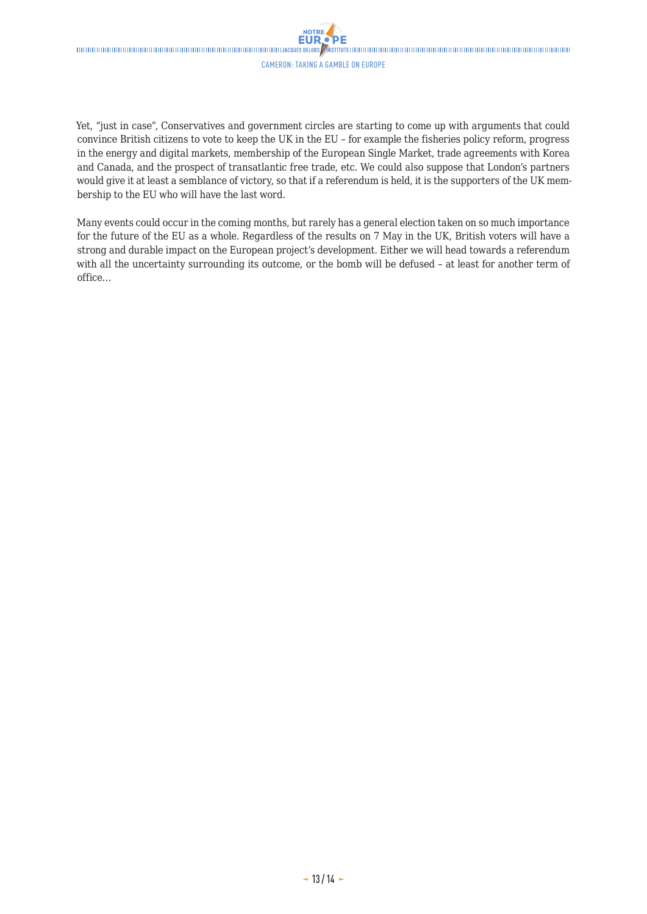Yet, “just in case”, Conservatives and government circles are starting to come up with arguments that could convince British citizens to vote to keep the UK in the EU – for example the fisheries policy reform, progress in the energy and digital markets, membership of the European Single Market, trade agreements with Korea and Canada, and the prospect of transatlantic free trade, etc. We could also suppose that London’s partners would give it at least a semblance of victory, so that if a referendum is held, it is the supporters of the UK membership to the EU who will have the last word.

Many events could occur in the coming months, but rarely has a general election taken on so much importance for the future of the EU as a whole. Regardless of the results on 7 May in the UK, British voters will have a strong and durable impact on the European project’s development. Either we will head towards a referendum with all the uncertainty surrounding its outcome, or the bomb will be defused – at least for another term of office…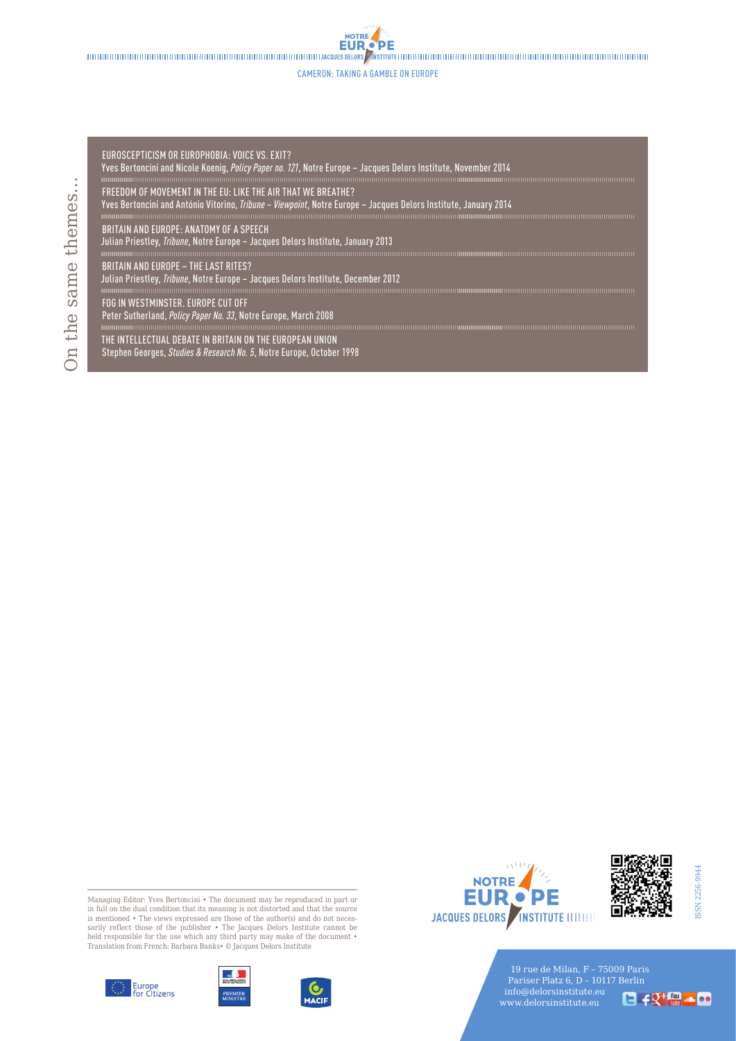On the same themes…

EUROSCEPTICISM OR EUROPHOBIA: VOICE VS. EXIT?
Yves Bertoncini and Nicole Koenig, *Policy Paper no. 121*, Notre Europe – Jacques Delors Institute, November 2014

FREEDOM OF MOVEMENT IN THE EU: LIKE THE AIR THAT WE BREATHE?
Yves Bertoncini and António Vitorino, *Tribune – Viewpoint*, Notre Europe – Jacques Delors Institute, January 2014

BRITAIN AND EUROPE: ANATOMY OF A SPEECH
Julian Priestley, *Tribune*, Notre Europe – Jacques Delors Institute, January 2013

BRITAIN AND EUROPE – THE LAST RITES?
Julian Priestley, *Tribune*, Notre Europe – Jacques Delors Institute, December 2012

FOG IN WESTMINSTER. EUROPE CUT OFF
Peter Sutherland, *Policy Paper No. 33*, Notre Europe, March 2008

THE INTELLECTUAL DEBATE IN BRITAIN ON THE EUROPEAN UNION
Stephen Georges, *Studies & Research No. 5*, Notre Europe, October 1998

Managing Editor: Yves Bertoncini • The document may be reproduced in part or in full on the dual condition that its meaning is not distorted and that the source is mentioned • The views expressed are those of the author(s) and do not necessarily reflect those of the publisher • The Jacques Delors Institute cannot be held responsible for the use which any third party may make of the document • Translation from French: Barbara Banks• © Jacques Delors Institute

ISSN 2256-9944

19 rue de Milan, F – 75009 Paris
Pariser Platz 6, D – 10117 Berlin
info@delorsinstitute.eu
www.delorsinstitute.eu